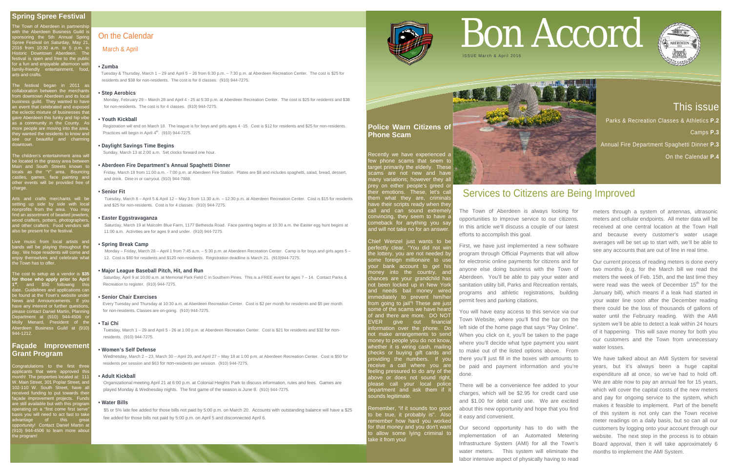# Bon Accord

ISSUE March & April 2016

## This issue

Parks & Recreation Classes & Athletics **P.2**

Camps **P.3**

Annual Fire Department Spaghetti Dinner **P.3**

On the Calendar **P.4**

## Spring Spree Festival

The Town of Aberdeen in partnership with the Aberdeen Business Guild is sponsoring the 5th Annual Spring Spree Festival on Saturday, May 21, 2016 from 10:30 a.m. to 5 p.m. in Historic Downtown Aberdeen. The festival is open and free to the public for a fun and enjoyable afternoon with family-friendly entertainment, food, arts and crafts.

The festival began in 2011 as collaboration between the merchants from downtown Aberdeen and its local business guild. They wanted to have an event that celebrated and exposed the eclectic mixture of businesses that gave Aberdeen this funky and hip vibe as a community in the County. As more people are moving into the area, they wanted the residents to know and see our beautiful and charming downtown.

The children's entertainment area will be located in the grassy area between Main and South Streets known to locals as the "Y" area. Bouncing castles, games, face painting and other events will be provided free of charge.

Arts and crafts merchants will be setting up side by side with local nonprofits from the area. You may find an assortment of beaded jewelers, wood crafters, potters, photographers, and other crafters. Food vendors will also be present for the festival.

Live music from local artists and bands will be playing throughout the day. We hope residents will come and enjoy themselves and celebrate what the Town has to offer.

The cost to setup as a vendor is **$35 for those who apply prior to April 1st**, and $50 following this date. Guidelines and applications can be found at the Town's website under News and Announcements. If you have any interest or further questions, please contact Daniel Martin, Planning Department at (910) 944-4506 or Molly Menard, President of the Aberdeen Business Guild at (910) 944-1212.

## Façade Improvement Grant Program

Congratulations to the first three applicants that were approved this month! The properties located at: 111 W. Main Street, 301 Poplar Street, and 102-110 W. South Street, have all received funding to put towards their façade improvement projects. Funds are still available but with this program operating on a "first come first serve" basis you will need to act fast to take advantage of this great opportunity! Contact Daniel Martin at (910) 944-4506 to learn more about the program!

## On the Calendar

### March & April

**• Zumba**

Tuesday & Thursday, March 1 – 29 and April 5 – 26 from 6:30 p.m. – 7:30 p.m. at Aberdeen Recreation Center. The cost is $25 for residents and $38 for non-residents. The cost is for 8 classes. (910) 944-7275.

**• Step Aerobics**

Monday, February 29 – March 28 and April 4 - 25 at 5:30 p.m. at Aberdeen Recreation Center. The cost is $25 for residents and $38 for non-residents. The cost is for 4 classes. (910) 944-7275.

**• Youth Kickball**

Registration will end on March 18. The league is for boys and girls ages 4 -15. Cost is $12 for residents and $25 for non-residents. Practices will begin in April 4th. (910) 944-7275.

**• Daylight Savings Time Begins**

Sunday, March 13 at 2:00 a.m. Set clocks forward one hour.

**• Aberdeen Fire Department's Annual Spaghetti Dinner**

Friday, March 18 from 11:00 a.m. - 7:00 p.m. at Aberdeen Fire Station. Plates are $8 and includes spaghetti, salad, bread, dessert, and drink. Dine in or carryout. (910) 944-7888.

**• Senior Fit**

Tuesday, March 8 – April 5 & April 12 – May 3 from 11:30 a.m. – 12:30 p.m. at Aberdeen Recreation Center. Cost is $15 for residents and $25 for non-residents. Cost is for 4 classes. (910) 944-7275.

**• Easter Eggstravaganza**

Saturday, March 19 at Malcolm Blue Farm, 1177 Bethesda Road. Face painting begins at 10:30 a.m. the Easter egg hunt begins at 11:00 a.m. Activities are for ages 9 and under. (910) 944-7275.

**• Spring Break Camp**

Monday – Friday, March 28 – April 1 from 7:45 a.m. – 5:30 p.m. at Aberdeen Recreation Center. Camp is for boys and girls ages 5 – 12. Cost is $80 for residents and $120 non-residents. Registration deadline is March 21. (910)944-7275.

**• Major League Baseball Pitch, Hit, and Run**

Saturday, April 9 at 10:00 a.m. at Memorial Park Field C in Southern Pines. This is a FREE event for ages 7 – 14. Contact Parks & Recreation to register. (910) 944-7275.

**• Senior Chair Exercises**

Every Tuesday and Thursday at 10:30 a.m. at Aberdeen Recreation Center. Cost is $2 per month for residents and $5 per month for non-residents. Classes are on-going. (910) 944-7275.

**• Tai Chi**

Tuesday, March 1 – 29 and April 5 - 26 at 1:00 p.m. at Aberdeen Recreation Center. Cost is $21 for residents and $32 for non-residents. (910) 944-7275.

**• Women's Self Defense**

Wednesday, March 2 – 23, March 30 – April 20, and April 27 – May 18 at 1:00 p.m. at Aberdeen Recreation Center. Cost is $50 for residents per session and $63 for non-residents per session. (910) 944-7275.

**• Adult Kickball**

Organizational meeting April 21 at 6:00 p.m. at Colonial Heights Park to discuss information, rules and fees. Games are played Monday & Wednesday nights. The first game of the season is June 8. (910) 944-7275.

**• Water Bills**

$5 or 5% late fee added for those bills not paid by 5:00 p.m. on March 20. Accounts with outstanding balance will have a $25 fee added for those bills not paid by 5:00 p.m. on April 5 and disconnected April 6.

## Police Warn Citizens of Phone Scam

Recently we have experienced a few phone scams that seem to target primarily the elderly. These scams are not new and have many variations; however they all prey on either people's greed or their emotions. These, let's call them what they are, criminals have their scripts ready when they call and can sound extremely convincing, they seem to have a comeback for anything you say and will not take no for an answer.

Chief Wenzel just wants to be perfectly clear, "You did not win the lottery, you are not needed by some foreign millionaire to use your bank account to get his money into the country, and chances are your grandchild has not been locked up in New York and needs bail money wired immediately to prevent him/her from going to jail"! These are just some of the scams we have heard of and there are more. DO NOT EVER give out financial information over the phone. Do not make arrangements to send money to people you do not know, whether it is wiring cash, mailing checks or buying gift cards and providing the numbers. If you receive a call where you are feeling pressured to do any of the above or does not sound right, please call your local police department and ask them if it sounds legitimate.

Remember, "if it sounds too good to be true, it probably is". Also remember how hard you worked for that money and you don't want to allow some lying criminal to take it from you!

## Services to Citizens are Being Improved

The Town of Aberdeen is always looking for opportunities to improve service to our citizens. In this article we'll discuss a couple of our latest efforts to accomplish this goal.

First, we have just implemented a new software program through Official Payments that will allow for electronic online payments for citizens and for anyone else doing business with the Town of Aberdeen. You'll be able to pay your water and sanitation utility bill, Parks and Recreation rentals, programs and athletic registrations, building permit fees and parking citations.

You will have easy access to this service via our Town Website, where you'll find the bar on the left side of the home page that says "Pay Online". When you click on it, you'll be taken to the page where you'll decide what type payment you want to make out of the listed options above. From there you'll just fill in the boxes with amounts to be paid and payment information and you're done.

There will be a convenience fee added to your charges, which will be $2.95 for credit card use and $1.00 for debit card use. We are excited about this new opportunity and hope that you find it easy and convenient.

Our second opportunity has to do with the implementation of an Automated Metering Infrastructure System (AMI) for all the Town's water meters. This system will eliminate the labor intensive aspect of physically having to read meters through a system of antennas, ultrasonic meters and cellular endpoints. All meter data will be received at one central location at the Town Hall and because every customer's water usage averages will be set up to start with, we'll be able to see any accounts that are out of line in real time.

Our current process of reading meters is done every two months (e.g. for the March bill we read the meters the week of Feb. 15th, and the last time they were read was the week of December 15th for the January bill), which means if a leak had started in your water line soon after the December reading there could be the loss of thousands of gallons of water until the February reading. With the AMI system we'll be able to detect a leak within 24 hours of it happening. This will save money for both you our customers and the Town from unnecessary water losses.

We have talked about an AMI System for several years, but it's always been a huge capital expenditure all at once, so we've had to hold off. We are able now to pay an annual fee for 15 years, which will cover the capital costs of the new meters and pay for ongoing service to the system, which makes it feasible to implement. Part of the benefit of this system is not only can the Town receive meter readings on a daily basis, but so can all our customers by logging onto your account through our website. The next step in the process is to obtain Board approval, then it will take approximately 6 months to implement the AMI System.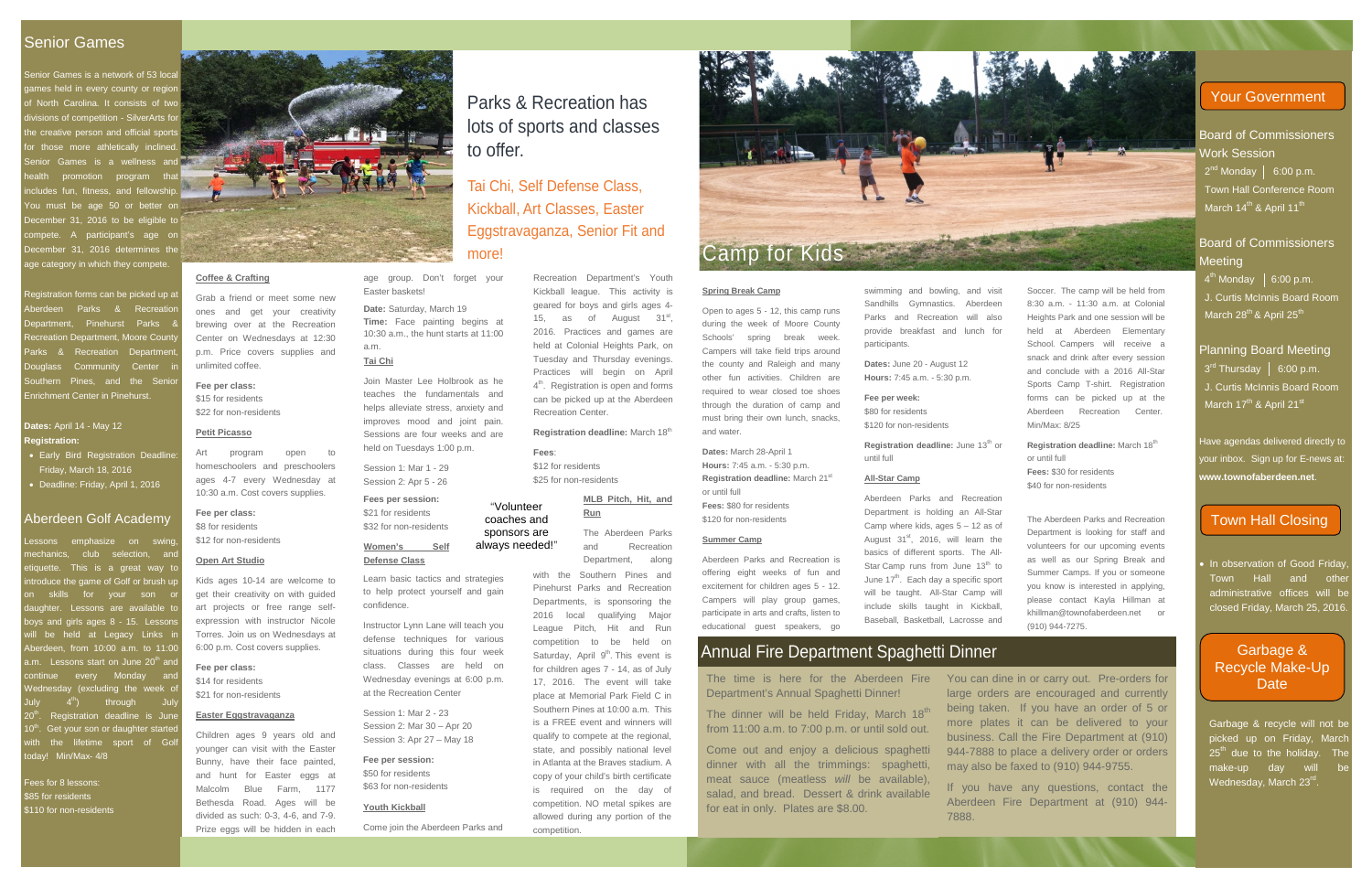## Senior Games

Senior Games is a network of 53 local games held in every county or region of North Carolina. It consists of two divisions of competition - SilverArts for the creative person and official sports for those more athletically inclined. Senior Games is a wellness and health promotion program that includes fun, fitness, and fellowship. You must be age 50 or better on December 31, 2016 to be eligible to compete. A participant's age on December 31, 2016 determines the age category in which they compete.

Registration forms can be picked up at Aberdeen Parks & Recreation Department, Pinehurst Parks & Recreation Department, Moore County Parks & Recreation Department, Douglass Community Center in Southern Pines, and the Senior Enrichment Center in Pinehurst.

**Dates:** April 14 - May 12

**Registration:**

- Early Bird Registration Deadline: Friday, March 18, 2016
- Deadline: Friday, April 1, 2016

## Aberdeen Golf Academy

Lessons emphasize on swing, mechanics, club selection, and etiquette. This is a great way to introduce the game of Golf or brush up on skills for your son or daughter. Lessons are available to boys and girls ages 8 - 15. Lessons will be held at Legacy Links in Aberdeen, from 10:00 a.m. to 11:00 a.m. Lessons start on June 20th and continue every Monday and Wednesday (excluding the week of July 4th) through July 20th. Registration deadline is June 10th. Get your son or daughter started with the lifetime sport of Golf today! Min/Max- 4/8

Fees for 8 lessons:
$85 for residents
$110 for non-residents

# Parks & Recreation has lots of sports and classes to offer.

Tai Chi, Self Defense Class, Kickball, Art Classes, Easter Eggstravaganza, Senior Fit and more!

### Coffee & Crafting

Grab a friend or meet some new ones and get your creativity brewing over at the Recreation Center on Wednesdays at 12:30 p.m. Price covers supplies and unlimited coffee.

**Fee per class:**
$15 for residents
$22 for non-residents

### Petit Picasso

Art program open to homeschoolers and preschoolers ages 4-7 every Wednesday at 10:30 a.m. Cost covers supplies.

**Fee per class:**
$8 for residents
$12 for non-residents

### Open Art Studio

Kids ages 10-14 are welcome to get their creativity on with guided art projects or free range self-expression with instructor Nicole Torres. Join us on Wednesdays at 6:00 p.m. Cost covers supplies.

**Fee per class:**
$14 for residents
$21 for non-residents

### Easter Eggstravaganza

Children ages 9 years old and younger can visit with the Easter Bunny, have their face painted, and hunt for Easter eggs at Malcolm Blue Farm, 1177 Bethesda Road. Ages will be divided as such: 0-3, 4-6, and 7-9. Prize eggs will be hidden in each age group. Don't forget your Easter baskets!

**Date:** Saturday, March 19
**Time:** Face painting begins at 10:30 a.m., the hunt starts at 11:00 a.m.

### Tai Chi

Join Master Lee Holbrook as he teaches the fundamentals and helps alleviate stress, anxiety and improves mood and joint pain. Sessions are four weeks and are held on Tuesdays 1:00 p.m.

Session 1: Mar 1 - 29
Session 2: Apr 5 - 26

**Fees per session:**
$21 for residents
$32 for non-residents

### Women's Self Defense Class

Learn basic tactics and strategies to help protect yourself and gain confidence.

Instructor Lynn Lane will teach you defense techniques for various situations during this four week class. Classes are held on Wednesday evenings at 6:00 p.m. at the Recreation Center

Session 1: Mar 2 - 23
Session 2: Mar 30 – Apr 20
Session 3: Apr 27 – May 18

**Fee per session:**
$50 for residents
$63 for non-residents

### Youth Kickball

Come join the Aberdeen Parks and Recreation Department's Youth Kickball league. This activity is geared for boys and girls ages 4-15, as of August 31st, 2016. Practices and games are held at Colonial Heights Park, on Tuesday and Thursday evenings. Practices will begin on April 4th. Registration is open and forms can be picked up at the Aberdeen Recreation Center.

**Registration deadline:** March 18th

**Fees:**
$12 for residents
$25 for non-residents

"Volunteer coaches and sponsors are always needed!"

### MLB Pitch, Hit, and Run

The Aberdeen Parks and Recreation Department, along with the Southern Pines and Pinehurst Parks and Recreation Departments, is sponsoring the 2016 local qualifying Major League Pitch, Hit and Run competition to be held on Saturday, April 9th. This event is for children ages 7 - 14, as of July 17, 2016. The event will take place at Memorial Park Field C in Southern Pines at 10:00 a.m. This is a FREE event and winners will qualify to compete at the regional, state, and possibly national level in Atlanta at the Braves stadium. A copy of your child's birth certificate is required on the day of competition. NO metal spikes are allowed during any portion of the competition.

## Camp for Kids

### Spring Break Camp

Open to ages 5 - 12, this camp runs during the week of Moore County Schools' spring break week. Campers will take field trips around the county and Raleigh and many other fun activities. Children are required to wear closed toe shoes through the duration of camp and must bring their own lunch, snacks, and water.

**Dates:** March 28-April 1
**Hours:** 7:45 a.m. - 5:30 p.m.
**Registration deadline:** March 21st or until full
**Fees:** $80 for residents
$120 for non-residents

### Summer Camp

Aberdeen Parks and Recreation is offering eight weeks of fun and excitement for children ages 5 - 12. Campers will play group games, participate in arts and crafts, listen to educational guest speakers, go swimming and bowling, and visit Sandhills Gymnastics. Aberdeen Parks and Recreation will also provide breakfast and lunch for participants.

**Dates:** June 20 - August 12
**Hours:** 7:45 a.m. - 5:30 p.m.

**Fee per week:**
$80 for residents
$120 for non-residents

**Registration deadline:** June 13th or until full

### All-Star Camp

Aberdeen Parks and Recreation Department is holding an All-Star Camp where kids, ages 5 – 12 as of August 31st, 2016, will learn the basics of different sports. The All-Star Camp runs from June 13th to June 17th. Each day a specific sport will be taught. All-Star Camp will include skills taught in Kickball, Baseball, Basketball, Lacrosse and Soccer. The camp will be held from 8:30 a.m. - 11:30 a.m. at Colonial Heights Park and one session will be held at Aberdeen Elementary School. Campers will receive a snack and drink after every session and conclude with a 2016 All-Star Sports Camp T-shirt. Registration forms can be picked up at the Aberdeen Recreation Center. Min/Max: 8/25

**Registration deadline:** March 18th or until full
**Fees:** $30 for residents
$40 for non-residents

The Aberdeen Parks and Recreation Department is looking for staff and volunteers for our upcoming events as well as our Spring Break and Summer Camps. If you or someone you know is interested in applying, please contact Kayla Hillman at khillman@townofaberdeen.net or (910) 944-7275.

## Annual Fire Department Spaghetti Dinner

The time is here for the Aberdeen Fire Department's Annual Spaghetti Dinner!

The dinner will be held Friday, March 18th from 11:00 a.m. to 7:00 p.m. or until sold out.

Come out and enjoy a delicious spaghetti dinner with all the trimmings: spaghetti, meat sauce (meatless *will* be available), salad, and bread. Dessert & drink available for eat in only. Plates are $8.00.

You can dine in or carry out. Pre-orders for large orders are encouraged and currently being taken. If you have an order of 5 or more plates it can be delivered to your business. Call the Fire Department at (910) 944-7888 to place a delivery order or orders may also be faxed to (910) 944-9755.

If you have any questions, contact the Aberdeen Fire Department at (910) 944-7888.

## Your Government

**Board of Commissioners Work Session**
2nd Monday | 6:00 p.m.
Town Hall Conference Room
March 14th & April 11th

**Board of Commissioners Meeting**
4th Monday | 6:00 p.m.
J. Curtis McInnis Board Room
March 28th & April 25th

**Planning Board Meeting**
3rd Thursday | 6:00 p.m.
J. Curtis McInnis Board Room
March 17th & April 21st

Have agendas delivered directly to your inbox. Sign up for E-news at: **www.townofaberdeen.net**.

## Town Hall Closing

- In observation of Good Friday, Town Hall and other administrative offices will be closed Friday, March 25, 2016.

## Garbage & Recycle Make-Up Date

Garbage & recycle will not be picked up on Friday, March 25th due to the holiday. The make-up day will be Wednesday, March 23rd.